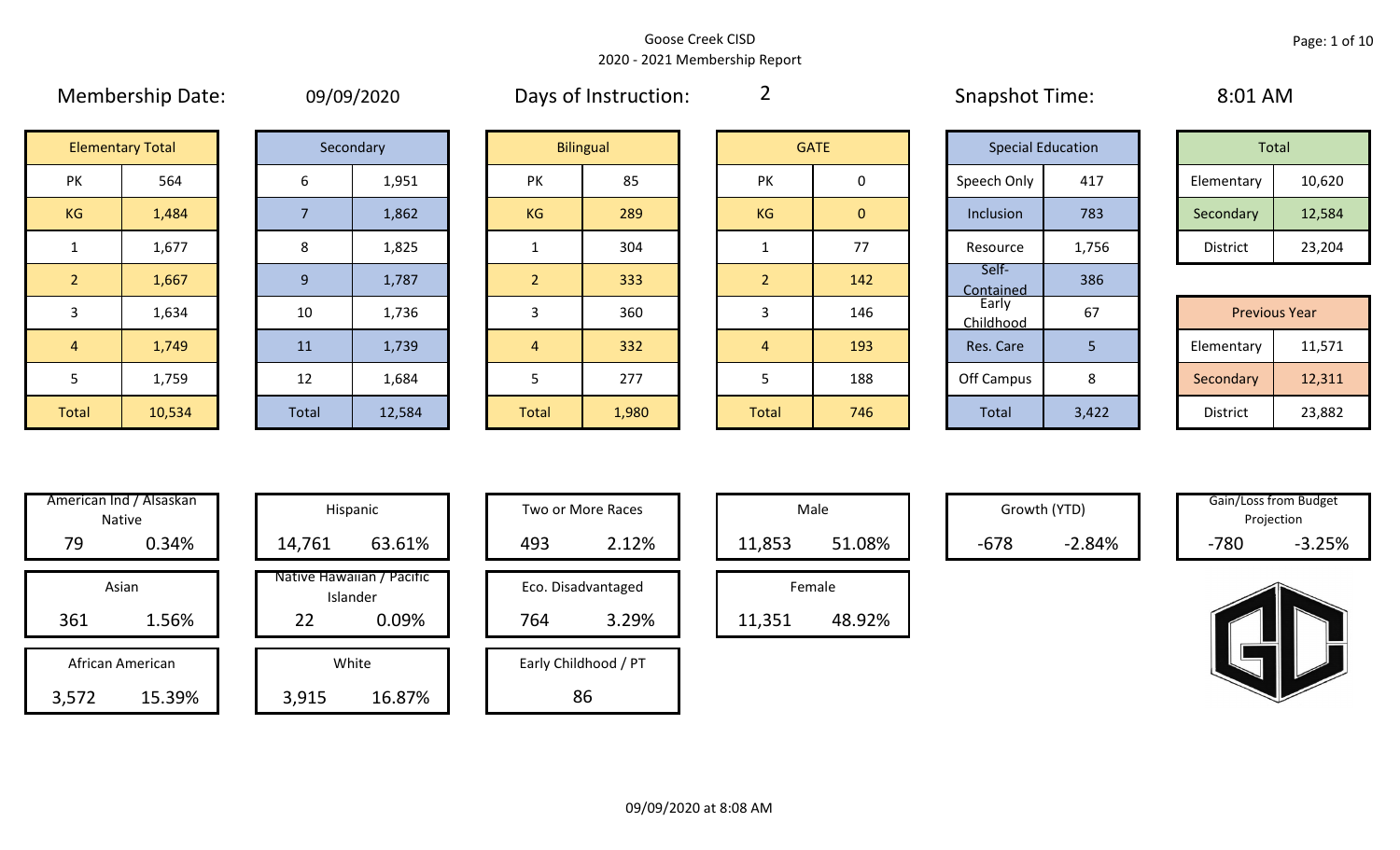Goose Creek CISD
2020 - 2021 Membership Report

**Membership Date:** 09/09/2020 **Days of Instruction:** 2 **Snapshot Time:** 8:01 AM

| Elementary Total | |
|---|---|
| PK | 564 |
| KG | 1,484 |
| 1 | 1,677 |
| 2 | 1,667 |
| 3 | 1,634 |
| 4 | 1,749 |
| 5 | 1,759 |
| Total | 10,534 |

| Secondary | |
|---|---|
| 6 | 1,951 |
| 7 | 1,862 |
| 8 | 1,825 |
| 9 | 1,787 |
| 10 | 1,736 |
| 11 | 1,739 |
| 12 | 1,684 |
| Total | 12,584 |

| Bilingual | |
|---|---|
| PK | 85 |
| KG | 289 |
| 1 | 304 |
| 2 | 333 |
| 3 | 360 |
| 4 | 332 |
| 5 | 277 |
| Total | 1,980 |

| GATE | |
|---|---|
| PK | 0 |
| KG | 0 |
| 1 | 77 |
| 2 | 142 |
| 3 | 146 |
| 4 | 193 |
| 5 | 188 |
| Total | 746 |

| Special Education | |
|---|---|
| Speech Only | 417 |
| Inclusion | 783 |
| Resource | 1,756 |
| Self-Contained | 386 |
| Early Childhood | 67 |
| Res. Care | 5 |
| Off Campus | 8 |
| Total | 3,422 |

| Total | |
|---|---|
| Elementary | 10,620 |
| Secondary | 12,584 |
| District | 23,204 |

| Previous Year | |
|---|---|
| Elementary | 11,571 |
| Secondary | 12,311 |
| District | 23,882 |

| Category | Count | Percent |
|---|---|---|
| American Ind / Alsaskan Native | 79 | 0.34% |
| Asian | 361 | 1.56% |
| African American | 3,572 | 15.39% |
| Hispanic | 14,761 | 63.61% |
| Native Hawaiian / Pacific Islander | 22 | 0.09% |
| White | 3,915 | 16.87% |
| Two or More Races | 493 | 2.12% |
| Eco. Disadvantaged | 764 | 3.29% |
| Early Childhood / PT | 86 | |
| Male | 11,853 | 51.08% |
| Female | 11,351 | 48.92% |
| Growth (YTD) | -678 | -2.84% |
| Gain/Loss from Budget Projection | -780 | -3.25% |

09/09/2020 at 8:08 AM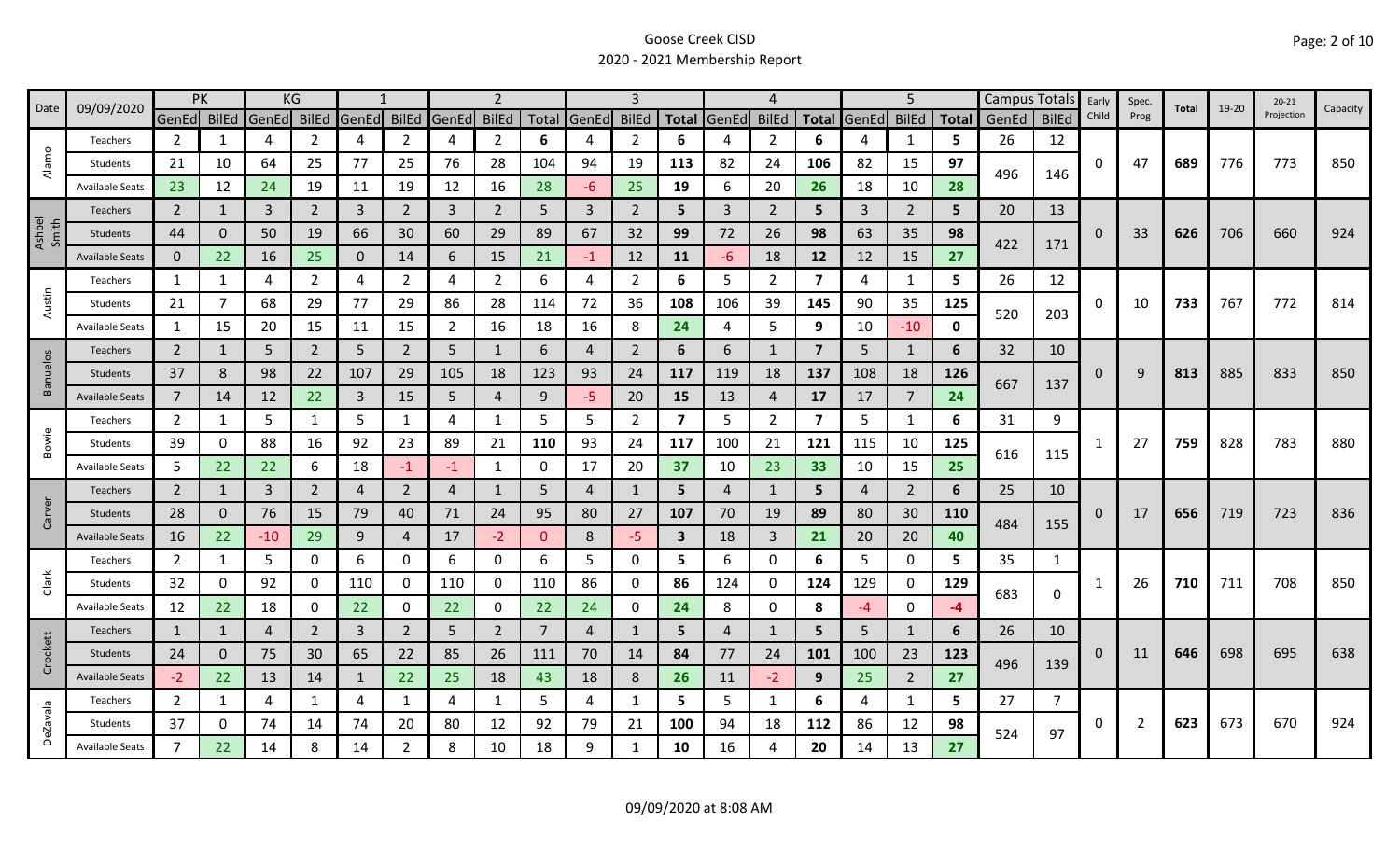Goose Creek CISD
2020 - 2021 Membership Report

| Date | 09/09/2020 | PK | | KG | | 1 | | 2 | | | 3 | | | 4 | | | 5 | | | Campus Totals | | Early Child | Spec. Prog | Total | 19-20 | 20-21 Projection | Capacity |
|---|---|---|---|---|---|---|---|---|---|---|---|---|---|---|---|---|---|---|---|---|---|---|---|---|---|---|---|
| | | GenEd | BilEd | GenEd | BilEd | GenEd | BilEd | GenEd | BilEd | Total | GenEd | BilEd | Total | GenEd | BilEd | Total | GenEd | BilEd | Total | GenEd | BilEd | | | | | | |
| Alamo | Teachers | 2 | 1 | 4 | 2 | 4 | 2 | 4 | 2 | 6 | 4 | 2 | 6 | 4 | 2 | 6 | 4 | 1 | 5 | 26 | 12 | 0 | 47 | 689 | 776 | 773 | 850 |
| | Students | 21 | 10 | 64 | 25 | 77 | 25 | 76 | 28 | 104 | 94 | 19 | 113 | 82 | 24 | 106 | 82 | 15 | 97 | 496 | 146 | | | | | | |
| | Available Seats | 23 | 12 | 24 | 19 | 11 | 19 | 12 | 16 | 28 | -6 | 25 | 19 | 6 | 20 | 26 | 18 | 10 | 28 | | | | | | | | |
| Ashbel Smith | Teachers | 2 | 1 | 3 | 2 | 3 | 2 | 3 | 2 | 5 | 3 | 2 | 5 | 3 | 2 | 5 | 3 | 2 | 5 | 20 | 13 | 0 | 33 | 626 | 706 | 660 | 924 |
| | Students | 44 | 0 | 50 | 19 | 66 | 30 | 60 | 29 | 89 | 67 | 32 | 99 | 72 | 26 | 98 | 63 | 35 | 98 | 422 | 171 | | | | | | |
| | Available Seats | 0 | 22 | 16 | 25 | 0 | 14 | 6 | 15 | 21 | -1 | 12 | 11 | -6 | 18 | 12 | 12 | 15 | 27 | | | | | | | | |
| Austin | Teachers | 1 | 1 | 4 | 2 | 4 | 2 | 4 | 2 | 6 | 4 | 2 | 6 | 5 | 2 | 7 | 4 | 1 | 5 | 26 | 12 | 0 | 10 | 733 | 767 | 772 | 814 |
| | Students | 21 | 7 | 68 | 29 | 77 | 29 | 86 | 28 | 114 | 72 | 36 | 108 | 106 | 39 | 145 | 90 | 35 | 125 | 520 | 203 | | | | | | |
| | Available Seats | 1 | 15 | 20 | 15 | 11 | 15 | 2 | 16 | 18 | 16 | 8 | 24 | 4 | 5 | 9 | 10 | -10 | 0 | | | | | | | | |
| Banuelos | Teachers | 2 | 1 | 5 | 2 | 5 | 2 | 5 | 1 | 6 | 4 | 2 | 6 | 6 | 1 | 7 | 5 | 1 | 6 | 32 | 10 | 0 | 9 | 813 | 885 | 833 | 850 |
| | Students | 37 | 8 | 98 | 22 | 107 | 29 | 105 | 18 | 123 | 93 | 24 | 117 | 119 | 18 | 137 | 108 | 18 | 126 | 667 | 137 | | | | | | |
| | Available Seats | 7 | 14 | 12 | 22 | 3 | 15 | 5 | 4 | 9 | -5 | 20 | 15 | 13 | 4 | 17 | 17 | 7 | 24 | | | | | | | | |
| Bowie | Teachers | 2 | 1 | 5 | 1 | 5 | 1 | 4 | 1 | 5 | 5 | 2 | 7 | 5 | 2 | 7 | 5 | 1 | 6 | 31 | 9 | 1 | 27 | 759 | 828 | 783 | 880 |
| | Students | 39 | 0 | 88 | 16 | 92 | 23 | 89 | 21 | 110 | 93 | 24 | 117 | 100 | 21 | 121 | 115 | 10 | 125 | 616 | 115 | | | | | | |
| | Available Seats | 5 | 22 | 22 | 6 | 18 | -1 | -1 | 1 | 0 | 17 | 20 | 37 | 10 | 23 | 33 | 10 | 15 | 25 | | | | | | | | |
| Carver | Teachers | 2 | 1 | 3 | 2 | 4 | 2 | 4 | 1 | 5 | 4 | 1 | 5 | 4 | 1 | 5 | 4 | 2 | 6 | 25 | 10 | 0 | 17 | 656 | 719 | 723 | 836 |
| | Students | 28 | 0 | 76 | 15 | 79 | 40 | 71 | 24 | 95 | 80 | 27 | 107 | 70 | 19 | 89 | 80 | 30 | 110 | 484 | 155 | | | | | | |
| | Available Seats | 16 | 22 | -10 | 29 | 9 | 4 | 17 | -2 | 0 | 8 | -5 | 3 | 18 | 3 | 21 | 20 | 20 | 40 | | | | | | | | |
| Clark | Teachers | 2 | 1 | 5 | 0 | 6 | 0 | 6 | 0 | 6 | 5 | 0 | 5 | 6 | 0 | 6 | 5 | 0 | 5 | 35 | 1 | 1 | 26 | 710 | 711 | 708 | 850 |
| | Students | 32 | 0 | 92 | 0 | 110 | 0 | 110 | 0 | 110 | 86 | 0 | 86 | 124 | 0 | 124 | 129 | 0 | 129 | 683 | 0 | | | | | | |
| | Available Seats | 12 | 22 | 18 | 0 | 22 | 0 | 22 | 0 | 22 | 24 | 0 | 24 | 8 | 0 | 8 | -4 | 0 | -4 | | | | | | | | |
| Crockett | Teachers | 1 | 1 | 4 | 2 | 3 | 2 | 5 | 2 | 7 | 4 | 1 | 5 | 4 | 1 | 5 | 5 | 1 | 6 | 26 | 10 | 0 | 11 | 646 | 698 | 695 | 638 |
| | Students | 24 | 0 | 75 | 30 | 65 | 22 | 85 | 26 | 111 | 70 | 14 | 84 | 77 | 24 | 101 | 100 | 23 | 123 | 496 | 139 | | | | | | |
| | Available Seats | -2 | 22 | 13 | 14 | 1 | 22 | 25 | 18 | 43 | 18 | 8 | 26 | 11 | -2 | 9 | 25 | 2 | 27 | | | | | | | | |
| DeZavala | Teachers | 2 | 1 | 4 | 1 | 4 | 1 | 4 | 1 | 5 | 4 | 1 | 5 | 5 | 1 | 6 | 4 | 1 | 5 | 27 | 7 | 0 | 2 | 623 | 673 | 670 | 924 |
| | Students | 37 | 0 | 74 | 14 | 74 | 20 | 80 | 12 | 92 | 79 | 21 | 100 | 94 | 18 | 112 | 86 | 12 | 98 | 524 | 97 | | | | | | |
| | Available Seats | 7 | 22 | 14 | 8 | 14 | 2 | 8 | 10 | 18 | 9 | 1 | 10 | 16 | 4 | 20 | 14 | 13 | 27 | | | | | | | | |

09/09/2020 at 8:08 AM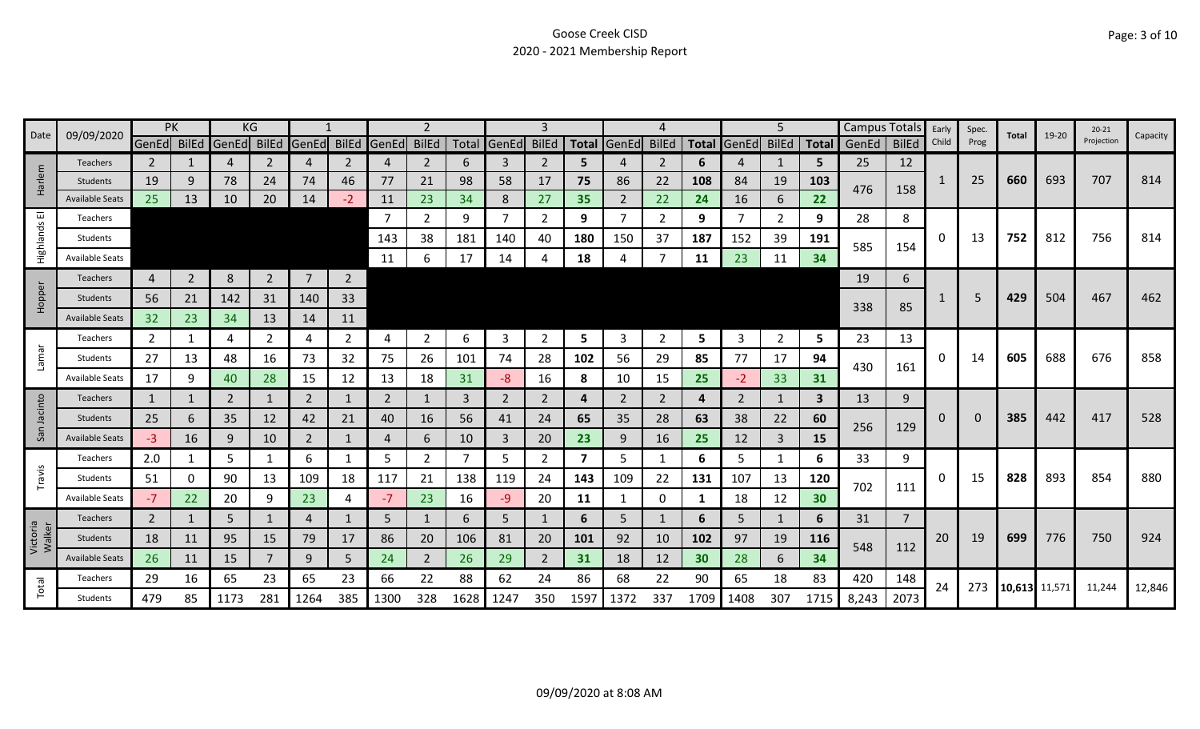Goose Creek CISD
2020 - 2021 Membership Report

| Date | 09/09/2020 | PK | | KG | | 1 | | 2 | | | 3 | | | 4 | | | 5 | | | Campus Totals | | Early Child | Spec. Prog | Total | 19-20 | 20-21 Projection | Capacity |
|---|---|---|---|---|---|---|---|---|---|---|---|---|---|---|---|---|---|---|---|---|---|---|---|---|---|---|---|
| | | GenEd | BilEd | GenEd | BilEd | GenEd | BilEd | GenEd | BilEd | Total | GenEd | BilEd | Total | GenEd | BilEd | Total | GenEd | BilEd | Total | GenEd | BilEd | | | | | | |
| Harlem | Teachers | 2 | 1 | 4 | 2 | 4 | 2 | 4 | 2 | 6 | 3 | 2 | 5 | 4 | 2 | 6 | 4 | 1 | 5 | 25 | 12 | 1 | 25 | 660 | 693 | 707 | 814 |
| | Students | 19 | 9 | 78 | 24 | 74 | 46 | 77 | 21 | 98 | 58 | 17 | 75 | 86 | 22 | 108 | 84 | 19 | 103 | 476 | 158 | | | | | | |
| | Available Seats | 25 | 13 | 10 | 20 | 14 | -2 | 11 | 23 | 34 | 8 | 27 | 35 | 2 | 22 | 24 | 16 | 6 | 22 | | | | | | | | |
| Highlands El | Teachers | | | | | | | 7 | 2 | 9 | 7 | 2 | 9 | 7 | 2 | 9 | 7 | 2 | 9 | 28 | 8 | 0 | 13 | 752 | 812 | 756 | 814 |
| | Students | | | | | | | 143 | 38 | 181 | 140 | 40 | 180 | 150 | 37 | 187 | 152 | 39 | 191 | 585 | 154 | | | | | | |
| | Available Seats | | | | | | | 11 | 6 | 17 | 14 | 4 | 18 | 4 | 7 | 11 | 23 | 11 | 34 | | | | | | | | |
| Hopper | Teachers | 4 | 2 | 8 | 2 | 7 | 2 | | | | | | | | | | | | | 19 | 6 | 1 | 5 | 429 | 504 | 467 | 462 |
| | Students | 56 | 21 | 142 | 31 | 140 | 33 | | | | | | | | | | | | | 338 | 85 | | | | | | |
| | Available Seats | 32 | 23 | 34 | 13 | 14 | 11 | | | | | | | | | | | | | | | | | | | | |
| Lamar | Teachers | 2 | 1 | 4 | 2 | 4 | 2 | 4 | 2 | 6 | 3 | 2 | 5 | 3 | 2 | 5 | 3 | 2 | 5 | 23 | 13 | 0 | 14 | 605 | 688 | 676 | 858 |
| | Students | 27 | 13 | 48 | 16 | 73 | 32 | 75 | 26 | 101 | 74 | 28 | 102 | 56 | 29 | 85 | 77 | 17 | 94 | 430 | 161 | | | | | | |
| | Available Seats | 17 | 9 | 40 | 28 | 15 | 12 | 13 | 18 | 31 | -8 | 16 | 8 | 10 | 15 | 25 | -2 | 33 | 31 | | | | | | | | |
| San Jacinto | Teachers | 1 | 1 | 2 | 1 | 2 | 1 | 2 | 1 | 3 | 2 | 2 | 4 | 2 | 2 | 4 | 2 | 1 | 3 | 13 | 9 | 0 | 0 | 385 | 442 | 417 | 528 |
| | Students | 25 | 6 | 35 | 12 | 42 | 21 | 40 | 16 | 56 | 41 | 24 | 65 | 35 | 28 | 63 | 38 | 22 | 60 | 256 | 129 | | | | | | |
| | Available Seats | -3 | 16 | 9 | 10 | 2 | 1 | 4 | 6 | 10 | 3 | 20 | 23 | 9 | 16 | 25 | 12 | 3 | 15 | | | | | | | | |
| Travis | Teachers | 2.0 | 1 | 5 | 1 | 6 | 1 | 5 | 2 | 7 | 5 | 2 | 7 | 5 | 1 | 6 | 5 | 1 | 6 | 33 | 9 | 0 | 15 | 828 | 893 | 854 | 880 |
| | Students | 51 | 0 | 90 | 13 | 109 | 18 | 117 | 21 | 138 | 119 | 24 | 143 | 109 | 22 | 131 | 107 | 13 | 120 | 702 | 111 | | | | | | |
| | Available Seats | -7 | 22 | 20 | 9 | 23 | 4 | -7 | 23 | 16 | -9 | 20 | 11 | 1 | 0 | 1 | 18 | 12 | 30 | | | | | | | | |
| Victoria Walker | Teachers | 2 | 1 | 5 | 1 | 4 | 1 | 5 | 1 | 6 | 5 | 1 | 6 | 5 | 1 | 6 | 5 | 1 | 6 | 31 | 7 | 20 | 19 | 699 | 776 | 750 | 924 |
| | Students | 18 | 11 | 95 | 15 | 79 | 17 | 86 | 20 | 106 | 81 | 20 | 101 | 92 | 10 | 102 | 97 | 19 | 116 | 548 | 112 | | | | | | |
| | Available Seats | 26 | 11 | 15 | 7 | 9 | 5 | 24 | 2 | 26 | 29 | 2 | 31 | 18 | 12 | 30 | 28 | 6 | 34 | | | | | | | | |
| Total | Teachers | 29 | 16 | 65 | 23 | 65 | 23 | 66 | 22 | 88 | 62 | 24 | 86 | 68 | 22 | 90 | 65 | 18 | 83 | 420 | 148 | 24 | 273 | 10,613 | 11,571 | 11,244 | 12,846 |
| | Students | 479 | 85 | 1173 | 281 | 1264 | 385 | 1300 | 328 | 1628 | 1247 | 350 | 1597 | 1372 | 337 | 1709 | 1408 | 307 | 1715 | 8,243 | 2073 | | | | | | |

09/09/2020 at 8:08 AM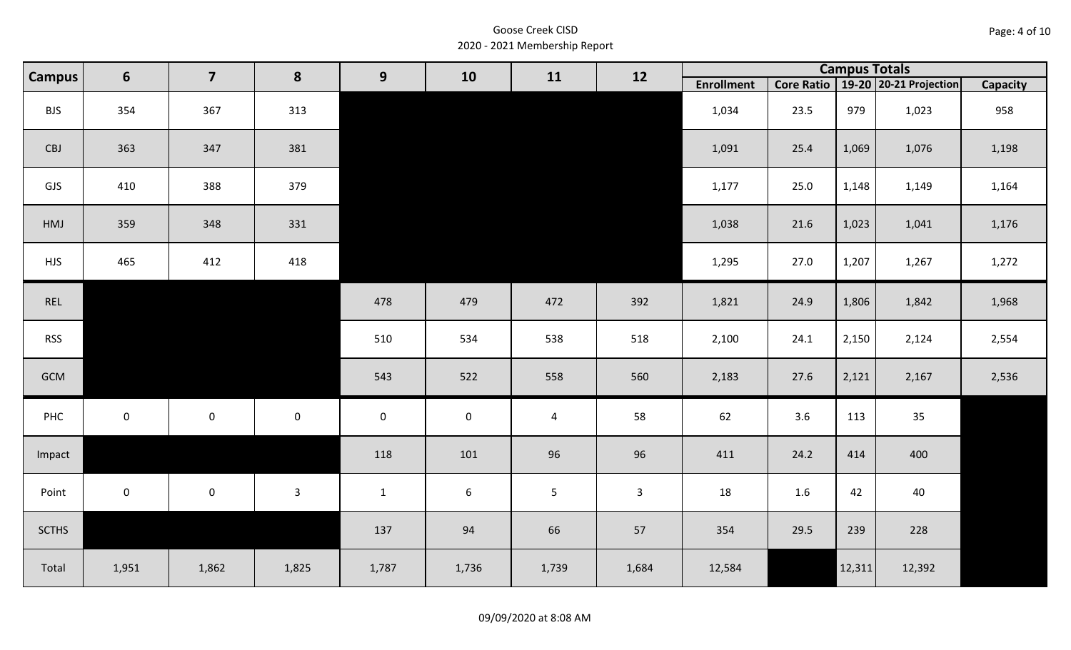Goose Creek CISD
2020 - 2021 Membership Report

| Campus | 6 | 7 | 8 | 9 | 10 | 11 | 12 | Campus Totals | | | | |
|---|---|---|---|---|---|---|---|---|---|---|---|---|
| | | | | | | | | Enrollment | Core Ratio | 19-20 | 20-21 Projection | Capacity |
| BJS | 354 | 367 | 313 | | | | | 1,034 | 23.5 | 979 | 1,023 | 958 |
| CBJ | 363 | 347 | 381 | | | | | 1,091 | 25.4 | 1,069 | 1,076 | 1,198 |
| GJS | 410 | 388 | 379 | | | | | 1,177 | 25.0 | 1,148 | 1,149 | 1,164 |
| HMJ | 359 | 348 | 331 | | | | | 1,038 | 21.6 | 1,023 | 1,041 | 1,176 |
| HJS | 465 | 412 | 418 | | | | | 1,295 | 27.0 | 1,207 | 1,267 | 1,272 |
| REL | | | | 478 | 479 | 472 | 392 | 1,821 | 24.9 | 1,806 | 1,842 | 1,968 |
| RSS | | | | 510 | 534 | 538 | 518 | 2,100 | 24.1 | 2,150 | 2,124 | 2,554 |
| GCM | | | | 543 | 522 | 558 | 560 | 2,183 | 27.6 | 2,121 | 2,167 | 2,536 |
| PHC | 0 | 0 | 0 | 0 | 0 | 4 | 58 | 62 | 3.6 | 113 | 35 | |
| Impact | | | | 118 | 101 | 96 | 96 | 411 | 24.2 | 414 | 400 | |
| Point | 0 | 0 | 3 | 1 | 6 | 5 | 3 | 18 | 1.6 | 42 | 40 | |
| SCTHS | | | | 137 | 94 | 66 | 57 | 354 | 29.5 | 239 | 228 | |
| Total | 1,951 | 1,862 | 1,825 | 1,787 | 1,736 | 1,739 | 1,684 | 12,584 | | 12,311 | 12,392 | |

09/09/2020 at 8:08 AM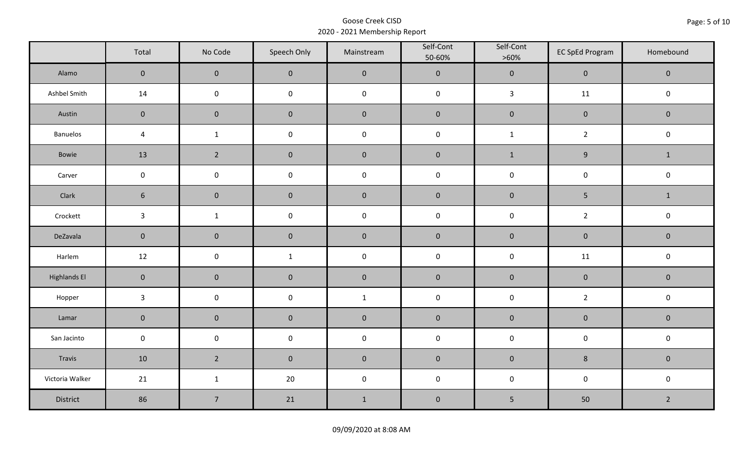Goose Creek CISD
2020 - 2021 Membership Report

| | Total | No Code | Speech Only | Mainstream | Self-Cont 50-60% | Self-Cont >60% | EC SpEd Program | Homebound |
|---|---|---|---|---|---|---|---|---|
| Alamo | 0 | 0 | 0 | 0 | 0 | 0 | 0 | 0 |
| Ashbel Smith | 14 | 0 | 0 | 0 | 0 | 3 | 11 | 0 |
| Austin | 0 | 0 | 0 | 0 | 0 | 0 | 0 | 0 |
| Banuelos | 4 | 1 | 0 | 0 | 0 | 1 | 2 | 0 |
| Bowie | 13 | 2 | 0 | 0 | 0 | 1 | 9 | 1 |
| Carver | 0 | 0 | 0 | 0 | 0 | 0 | 0 | 0 |
| Clark | 6 | 0 | 0 | 0 | 0 | 0 | 5 | 1 |
| Crockett | 3 | 1 | 0 | 0 | 0 | 0 | 2 | 0 |
| DeZavala | 0 | 0 | 0 | 0 | 0 | 0 | 0 | 0 |
| Harlem | 12 | 0 | 1 | 0 | 0 | 0 | 11 | 0 |
| Highlands El | 0 | 0 | 0 | 0 | 0 | 0 | 0 | 0 |
| Hopper | 3 | 0 | 0 | 1 | 0 | 0 | 2 | 0 |
| Lamar | 0 | 0 | 0 | 0 | 0 | 0 | 0 | 0 |
| San Jacinto | 0 | 0 | 0 | 0 | 0 | 0 | 0 | 0 |
| Travis | 10 | 2 | 0 | 0 | 0 | 0 | 8 | 0 |
| Victoria Walker | 21 | 1 | 20 | 0 | 0 | 0 | 0 | 0 |
| District | 86 | 7 | 21 | 1 | 0 | 5 | 50 | 2 |

09/09/2020 at 8:08 AM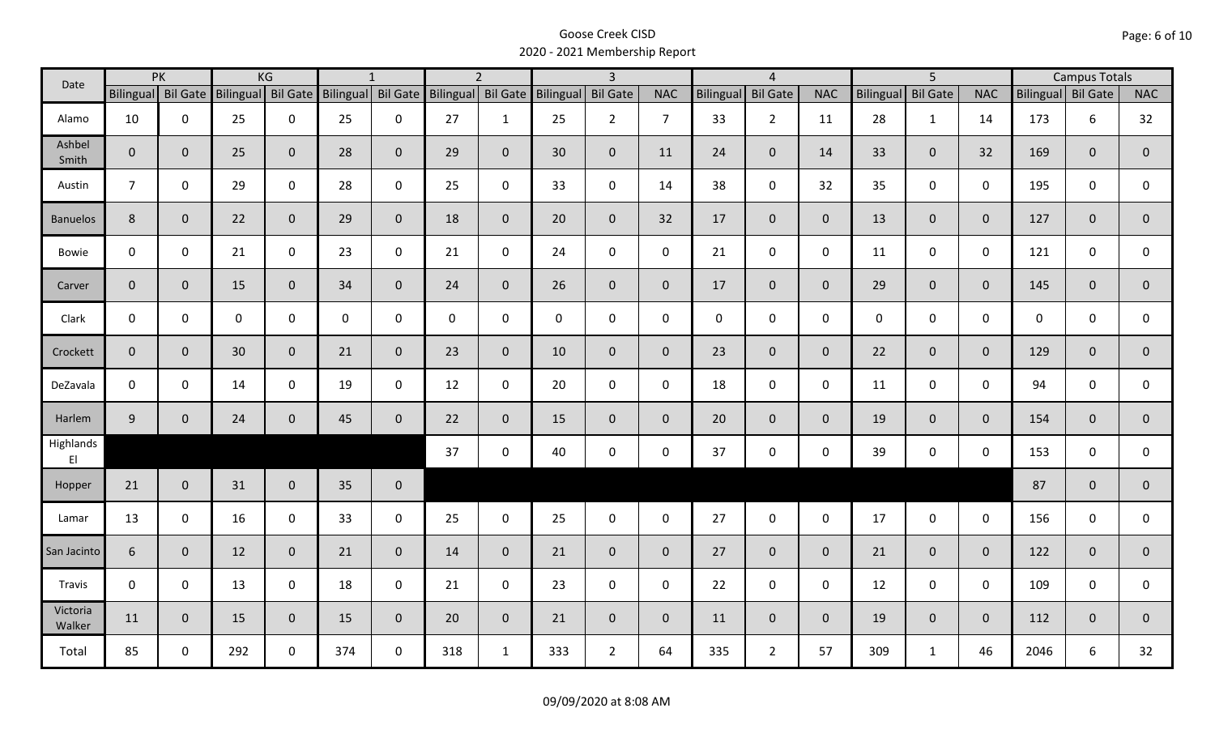# Goose Creek CISD
## 2020 - 2021 Membership Report

| Date | PK | | KG | | 1 | | 2 | | 3 | | | 4 | | | 5 | | | Campus Totals | | |
|---|---|---|---|---|---|---|---|---|---|---|---|---|---|---|---|---|---|---|---|---|
| | Bilingual | Bil Gate | Bilingual | Bil Gate | Bilingual | Bil Gate | Bilingual | Bil Gate | Bilingual | Bil Gate | NAC | Bilingual | Bil Gate | NAC | Bilingual | Bil Gate | NAC | Bilingual | Bil Gate | NAC |
| Alamo | 10 | 0 | 25 | 0 | 25 | 0 | 27 | 1 | 25 | 2 | 7 | 33 | 2 | 11 | 28 | 1 | 14 | 173 | 6 | 32 |
| Ashbel Smith | 0 | 0 | 25 | 0 | 28 | 0 | 29 | 0 | 30 | 0 | 11 | 24 | 0 | 14 | 33 | 0 | 32 | 169 | 0 | 0 |
| Austin | 7 | 0 | 29 | 0 | 28 | 0 | 25 | 0 | 33 | 0 | 14 | 38 | 0 | 32 | 35 | 0 | 0 | 195 | 0 | 0 |
| Banuelos | 8 | 0 | 22 | 0 | 29 | 0 | 18 | 0 | 20 | 0 | 32 | 17 | 0 | 0 | 13 | 0 | 0 | 127 | 0 | 0 |
| Bowie | 0 | 0 | 21 | 0 | 23 | 0 | 21 | 0 | 24 | 0 | 0 | 21 | 0 | 0 | 11 | 0 | 0 | 121 | 0 | 0 |
| Carver | 0 | 0 | 15 | 0 | 34 | 0 | 24 | 0 | 26 | 0 | 0 | 17 | 0 | 0 | 29 | 0 | 0 | 145 | 0 | 0 |
| Clark | 0 | 0 | 0 | 0 | 0 | 0 | 0 | 0 | 0 | 0 | 0 | 0 | 0 | 0 | 0 | 0 | 0 | 0 | 0 | 0 |
| Crockett | 0 | 0 | 30 | 0 | 21 | 0 | 23 | 0 | 10 | 0 | 0 | 23 | 0 | 0 | 22 | 0 | 0 | 129 | 0 | 0 |
| DeZavala | 0 | 0 | 14 | 0 | 19 | 0 | 12 | 0 | 20 | 0 | 0 | 18 | 0 | 0 | 11 | 0 | 0 | 94 | 0 | 0 |
| Harlem | 9 | 0 | 24 | 0 | 45 | 0 | 22 | 0 | 15 | 0 | 0 | 20 | 0 | 0 | 19 | 0 | 0 | 154 | 0 | 0 |
| Highlands El | | | | | | | 37 | 0 | 40 | 0 | 0 | 37 | 0 | 0 | 39 | 0 | 0 | 153 | 0 | 0 |
| Hopper | 21 | 0 | 31 | 0 | 35 | 0 | | | | | | | | | | | | 87 | 0 | 0 |
| Lamar | 13 | 0 | 16 | 0 | 33 | 0 | 25 | 0 | 25 | 0 | 0 | 27 | 0 | 0 | 17 | 0 | 0 | 156 | 0 | 0 |
| San Jacinto | 6 | 0 | 12 | 0 | 21 | 0 | 14 | 0 | 21 | 0 | 0 | 27 | 0 | 0 | 21 | 0 | 0 | 122 | 0 | 0 |
| Travis | 0 | 0 | 13 | 0 | 18 | 0 | 21 | 0 | 23 | 0 | 0 | 22 | 0 | 0 | 12 | 0 | 0 | 109 | 0 | 0 |
| Victoria Walker | 11 | 0 | 15 | 0 | 15 | 0 | 20 | 0 | 21 | 0 | 0 | 11 | 0 | 0 | 19 | 0 | 0 | 112 | 0 | 0 |
| Total | 85 | 0 | 292 | 0 | 374 | 0 | 318 | 1 | 333 | 2 | 64 | 335 | 2 | 57 | 309 | 1 | 46 | 2046 | 6 | 32 |

09/09/2020 at 8:08 AM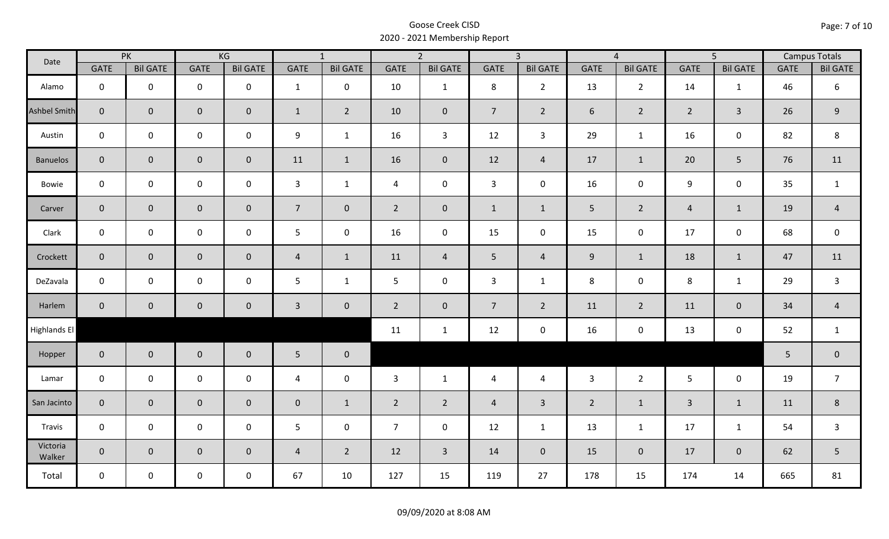# Goose Creek CISD
## 2020 - 2021 Membership Report

| Date | PK | | KG | | 1 | | 2 | | 3 | | 4 | | 5 | | Campus Totals | |
|---|---|---|---|---|---|---|---|---|---|---|---|---|---|---|---|---|
| | GATE | Bil GATE | GATE | Bil GATE | GATE | Bil GATE | GATE | Bil GATE | GATE | Bil GATE | GATE | Bil GATE | GATE | Bil GATE | GATE | Bil GATE |
| Alamo | 0 | 0 | 0 | 0 | 1 | 0 | 10 | 1 | 8 | 2 | 13 | 2 | 14 | 1 | 46 | 6 |
| Ashbel Smith | 0 | 0 | 0 | 0 | 1 | 2 | 10 | 0 | 7 | 2 | 6 | 2 | 2 | 3 | 26 | 9 |
| Austin | 0 | 0 | 0 | 0 | 9 | 1 | 16 | 3 | 12 | 3 | 29 | 1 | 16 | 0 | 82 | 8 |
| Banuelos | 0 | 0 | 0 | 0 | 11 | 1 | 16 | 0 | 12 | 4 | 17 | 1 | 20 | 5 | 76 | 11 |
| Bowie | 0 | 0 | 0 | 0 | 3 | 1 | 4 | 0 | 3 | 0 | 16 | 0 | 9 | 0 | 35 | 1 |
| Carver | 0 | 0 | 0 | 0 | 7 | 0 | 2 | 0 | 1 | 1 | 5 | 2 | 4 | 1 | 19 | 4 |
| Clark | 0 | 0 | 0 | 0 | 5 | 0 | 16 | 0 | 15 | 0 | 15 | 0 | 17 | 0 | 68 | 0 |
| Crockett | 0 | 0 | 0 | 0 | 4 | 1 | 11 | 4 | 5 | 4 | 9 | 1 | 18 | 1 | 47 | 11 |
| DeZavala | 0 | 0 | 0 | 0 | 5 | 1 | 5 | 0 | 3 | 1 | 8 | 0 | 8 | 1 | 29 | 3 |
| Harlem | 0 | 0 | 0 | 0 | 3 | 0 | 2 | 0 | 7 | 2 | 11 | 2 | 11 | 0 | 34 | 4 |
| Highlands El | | | | | | | 11 | 1 | 12 | 0 | 16 | 0 | 13 | 0 | 52 | 1 |
| Hopper | 0 | 0 | 0 | 0 | 5 | 0 | | | | | | | | | 5 | 0 |
| Lamar | 0 | 0 | 0 | 0 | 4 | 0 | 3 | 1 | 4 | 4 | 3 | 2 | 5 | 0 | 19 | 7 |
| San Jacinto | 0 | 0 | 0 | 0 | 0 | 1 | 2 | 2 | 4 | 3 | 2 | 1 | 3 | 1 | 11 | 8 |
| Travis | 0 | 0 | 0 | 0 | 5 | 0 | 7 | 0 | 12 | 1 | 13 | 1 | 17 | 1 | 54 | 3 |
| Victoria Walker | 0 | 0 | 0 | 0 | 4 | 2 | 12 | 3 | 14 | 0 | 15 | 0 | 17 | 0 | 62 | 5 |
| Total | 0 | 0 | 0 | 0 | 67 | 10 | 127 | 15 | 119 | 27 | 178 | 15 | 174 | 14 | 665 | 81 |

09/09/2020 at 8:08 AM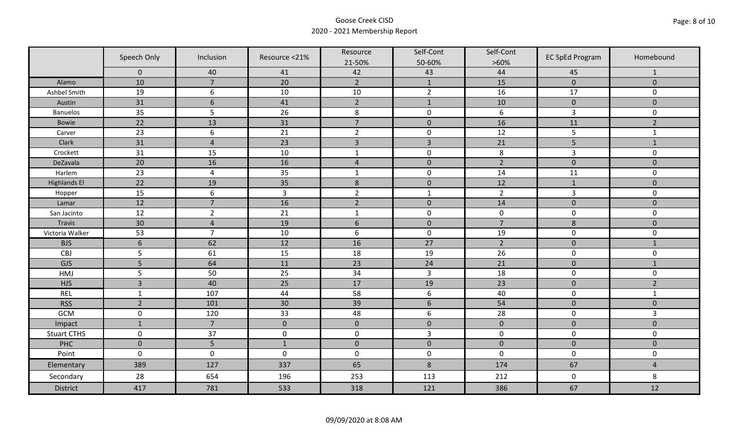# Goose Creek CISD
## 2020 - 2021 Membership Report

| | Speech Only | Inclusion | Resource <21% | Resource 21-50% | Self-Cont 50-60% | Self-Cont >60% | EC SpEd Program | Homebound |
|---|---|---|---|---|---|---|---|---|
| | 0 | 40 | 41 | 42 | 43 | 44 | 45 | 1 |
| Alamo | 10 | 7 | 20 | 2 | 1 | 15 | 0 | 0 |
| Ashbel Smith | 19 | 6 | 10 | 10 | 2 | 16 | 17 | 0 |
| Austin | 31 | 6 | 41 | 2 | 1 | 10 | 0 | 0 |
| Banuelos | 35 | 5 | 26 | 8 | 0 | 6 | 3 | 0 |
| Bowie | 22 | 13 | 31 | 7 | 0 | 16 | 11 | 2 |
| Carver | 23 | 6 | 21 | 2 | 0 | 12 | 5 | 1 |
| Clark | 31 | 4 | 23 | 3 | 3 | 21 | 5 | 1 |
| Crockett | 31 | 15 | 10 | 1 | 0 | 8 | 3 | 0 |
| DeZavala | 20 | 16 | 16 | 4 | 0 | 2 | 0 | 0 |
| Harlem | 23 | 4 | 35 | 1 | 0 | 14 | 11 | 0 |
| Highlands El | 22 | 19 | 35 | 8 | 0 | 12 | 1 | 0 |
| Hopper | 15 | 6 | 3 | 2 | 1 | 2 | 3 | 0 |
| Lamar | 12 | 7 | 16 | 2 | 0 | 14 | 0 | 0 |
| San Jacinto | 12 | 2 | 21 | 1 | 0 | 0 | 0 | 0 |
| Travis | 30 | 4 | 19 | 6 | 0 | 7 | 8 | 0 |
| Victoria Walker | 53 | 7 | 10 | 6 | 0 | 19 | 0 | 0 |
| BJS | 6 | 62 | 12 | 16 | 27 | 2 | 0 | 1 |
| CBJ | 5 | 61 | 15 | 18 | 19 | 26 | 0 | 0 |
| GJS | 5 | 64 | 11 | 23 | 24 | 21 | 0 | 1 |
| HMJ | 5 | 50 | 25 | 34 | 3 | 18 | 0 | 0 |
| HJS | 3 | 40 | 25 | 17 | 19 | 23 | 0 | 2 |
| REL | 1 | 107 | 44 | 58 | 6 | 40 | 0 | 1 |
| RSS | 2 | 101 | 30 | 39 | 6 | 54 | 0 | 0 |
| GCM | 0 | 120 | 33 | 48 | 6 | 28 | 0 | 3 |
| Impact | 1 | 7 | 0 | 0 | 0 | 0 | 0 | 0 |
| Stuart CTHS | 0 | 37 | 0 | 0 | 3 | 0 | 0 | 0 |
| PHC | 0 | 5 | 1 | 0 | 0 | 0 | 0 | 0 |
| Point | 0 | 0 | 0 | 0 | 0 | 0 | 0 | 0 |
| Elementary | 389 | 127 | 337 | 65 | 8 | 174 | 67 | 4 |
| Secondary | 28 | 654 | 196 | 253 | 113 | 212 | 0 | 8 |
| District | 417 | 781 | 533 | 318 | 121 | 386 | 67 | 12 |

09/09/2020 at 8:08 AM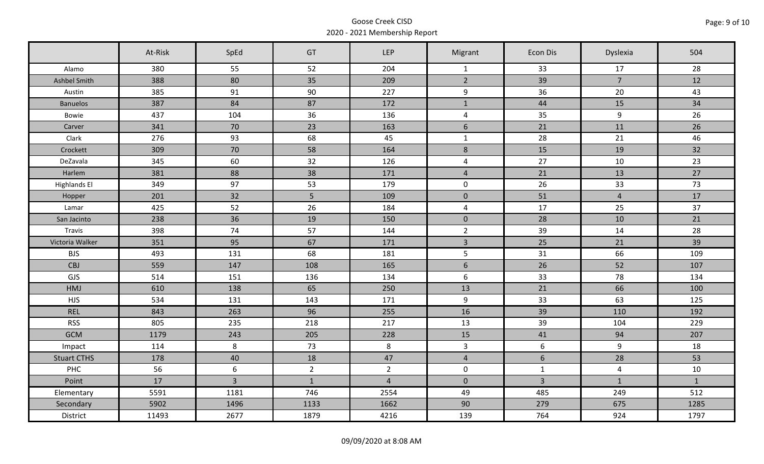Goose Creek CISD
2020 - 2021 Membership Report

| | At-Risk | SpEd | GT | LEP | Migrant | Econ Dis | Dyslexia | 504 |
|---|---|---|---|---|---|---|---|---|
| Alamo | 380 | 55 | 52 | 204 | 1 | 33 | 17 | 28 |
| Ashbel Smith | 388 | 80 | 35 | 209 | 2 | 39 | 7 | 12 |
| Austin | 385 | 91 | 90 | 227 | 9 | 36 | 20 | 43 |
| Banuelos | 387 | 84 | 87 | 172 | 1 | 44 | 15 | 34 |
| Bowie | 437 | 104 | 36 | 136 | 4 | 35 | 9 | 26 |
| Carver | 341 | 70 | 23 | 163 | 6 | 21 | 11 | 26 |
| Clark | 276 | 93 | 68 | 45 | 1 | 28 | 21 | 46 |
| Crockett | 309 | 70 | 58 | 164 | 8 | 15 | 19 | 32 |
| DeZavala | 345 | 60 | 32 | 126 | 4 | 27 | 10 | 23 |
| Harlem | 381 | 88 | 38 | 171 | 4 | 21 | 13 | 27 |
| Highlands El | 349 | 97 | 53 | 179 | 0 | 26 | 33 | 73 |
| Hopper | 201 | 32 | 5 | 109 | 0 | 51 | 4 | 17 |
| Lamar | 425 | 52 | 26 | 184 | 4 | 17 | 25 | 37 |
| San Jacinto | 238 | 36 | 19 | 150 | 0 | 28 | 10 | 21 |
| Travis | 398 | 74 | 57 | 144 | 2 | 39 | 14 | 28 |
| Victoria Walker | 351 | 95 | 67 | 171 | 3 | 25 | 21 | 39 |
| BJS | 493 | 131 | 68 | 181 | 5 | 31 | 66 | 109 |
| CBJ | 559 | 147 | 108 | 165 | 6 | 26 | 52 | 107 |
| GJS | 514 | 151 | 136 | 134 | 6 | 33 | 78 | 134 |
| HMJ | 610 | 138 | 65 | 250 | 13 | 21 | 66 | 100 |
| HJS | 534 | 131 | 143 | 171 | 9 | 33 | 63 | 125 |
| REL | 843 | 263 | 96 | 255 | 16 | 39 | 110 | 192 |
| RSS | 805 | 235 | 218 | 217 | 13 | 39 | 104 | 229 |
| GCM | 1179 | 243 | 205 | 228 | 15 | 41 | 94 | 207 |
| Impact | 114 | 8 | 73 | 8 | 3 | 6 | 9 | 18 |
| Stuart CTHS | 178 | 40 | 18 | 47 | 4 | 6 | 28 | 53 |
| PHC | 56 | 6 | 2 | 2 | 0 | 1 | 4 | 10 |
| Point | 17 | 3 | 1 | 4 | 0 | 3 | 1 | 1 |
| Elementary | 5591 | 1181 | 746 | 2554 | 49 | 485 | 249 | 512 |
| Secondary | 5902 | 1496 | 1133 | 1662 | 90 | 279 | 675 | 1285 |
| District | 11493 | 2677 | 1879 | 4216 | 139 | 764 | 924 | 1797 |

09/09/2020 at 8:08 AM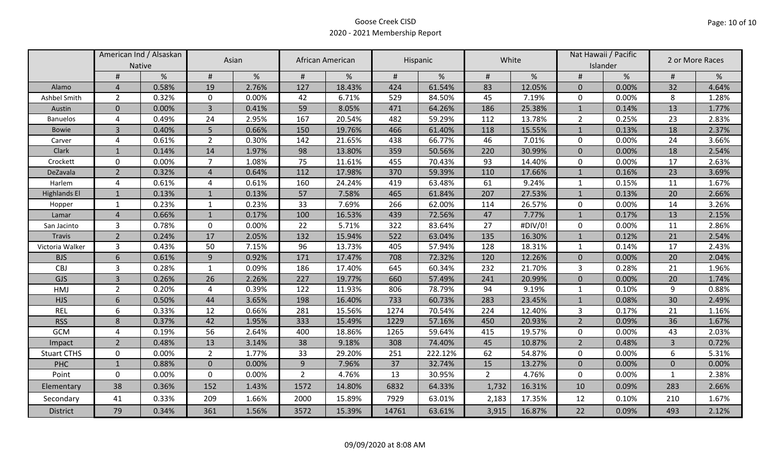Goose Creek CISD
2020 - 2021 Membership Report

| | American Ind / Alsaskan Native | | Asian | | African American | | Hispanic | | White | | Nat Hawaii / Pacific Islander | | 2 or More Races | |
|---|---|---|---|---|---|---|---|---|---|---|---|---|---|---|
| | # | % | # | % | # | % | # | % | # | % | # | % | # | % |
| Alamo | 4 | 0.58% | 19 | 2.76% | 127 | 18.43% | 424 | 61.54% | 83 | 12.05% | 0 | 0.00% | 32 | 4.64% |
| Ashbel Smith | 2 | 0.32% | 0 | 0.00% | 42 | 6.71% | 529 | 84.50% | 45 | 7.19% | 0 | 0.00% | 8 | 1.28% |
| Austin | 0 | 0.00% | 3 | 0.41% | 59 | 8.05% | 471 | 64.26% | 186 | 25.38% | 1 | 0.14% | 13 | 1.77% |
| Banuelos | 4 | 0.49% | 24 | 2.95% | 167 | 20.54% | 482 | 59.29% | 112 | 13.78% | 2 | 0.25% | 23 | 2.83% |
| Bowie | 3 | 0.40% | 5 | 0.66% | 150 | 19.76% | 466 | 61.40% | 118 | 15.55% | 1 | 0.13% | 18 | 2.37% |
| Carver | 4 | 0.61% | 2 | 0.30% | 142 | 21.65% | 438 | 66.77% | 46 | 7.01% | 0 | 0.00% | 24 | 3.66% |
| Clark | 1 | 0.14% | 14 | 1.97% | 98 | 13.80% | 359 | 50.56% | 220 | 30.99% | 0 | 0.00% | 18 | 2.54% |
| Crockett | 0 | 0.00% | 7 | 1.08% | 75 | 11.61% | 455 | 70.43% | 93 | 14.40% | 0 | 0.00% | 17 | 2.63% |
| DeZavala | 2 | 0.32% | 4 | 0.64% | 112 | 17.98% | 370 | 59.39% | 110 | 17.66% | 1 | 0.16% | 23 | 3.69% |
| Harlem | 4 | 0.61% | 4 | 0.61% | 160 | 24.24% | 419 | 63.48% | 61 | 9.24% | 1 | 0.15% | 11 | 1.67% |
| Highlands El | 1 | 0.13% | 1 | 0.13% | 57 | 7.58% | 465 | 61.84% | 207 | 27.53% | 1 | 0.13% | 20 | 2.66% |
| Hopper | 1 | 0.23% | 1 | 0.23% | 33 | 7.69% | 266 | 62.00% | 114 | 26.57% | 0 | 0.00% | 14 | 3.26% |
| Lamar | 4 | 0.66% | 1 | 0.17% | 100 | 16.53% | 439 | 72.56% | 47 | 7.77% | 1 | 0.17% | 13 | 2.15% |
| San Jacinto | 3 | 0.78% | 0 | 0.00% | 22 | 5.71% | 322 | 83.64% | 27 | #DIV/0! | 0 | 0.00% | 11 | 2.86% |
| Travis | 2 | 0.24% | 17 | 2.05% | 132 | 15.94% | 522 | 63.04% | 135 | 16.30% | 1 | 0.12% | 21 | 2.54% |
| Victoria Walker | 3 | 0.43% | 50 | 7.15% | 96 | 13.73% | 405 | 57.94% | 128 | 18.31% | 1 | 0.14% | 17 | 2.43% |
| BJS | 6 | 0.61% | 9 | 0.92% | 171 | 17.47% | 708 | 72.32% | 120 | 12.26% | 0 | 0.00% | 20 | 2.04% |
| CBJ | 3 | 0.28% | 1 | 0.09% | 186 | 17.40% | 645 | 60.34% | 232 | 21.70% | 3 | 0.28% | 21 | 1.96% |
| GJS | 3 | 0.26% | 26 | 2.26% | 227 | 19.77% | 660 | 57.49% | 241 | 20.99% | 0 | 0.00% | 20 | 1.74% |
| HMJ | 2 | 0.20% | 4 | 0.39% | 122 | 11.93% | 806 | 78.79% | 94 | 9.19% | 1 | 0.10% | 9 | 0.88% |
| HJS | 6 | 0.50% | 44 | 3.65% | 198 | 16.40% | 733 | 60.73% | 283 | 23.45% | 1 | 0.08% | 30 | 2.49% |
| REL | 6 | 0.33% | 12 | 0.66% | 281 | 15.56% | 1274 | 70.54% | 224 | 12.40% | 3 | 0.17% | 21 | 1.16% |
| RSS | 8 | 0.37% | 42 | 1.95% | 333 | 15.49% | 1229 | 57.16% | 450 | 20.93% | 2 | 0.09% | 36 | 1.67% |
| GCM | 4 | 0.19% | 56 | 2.64% | 400 | 18.86% | 1265 | 59.64% | 415 | 19.57% | 0 | 0.00% | 43 | 2.03% |
| Impact | 2 | 0.48% | 13 | 3.14% | 38 | 9.18% | 308 | 74.40% | 45 | 10.87% | 2 | 0.48% | 3 | 0.72% |
| Stuart CTHS | 0 | 0.00% | 2 | 1.77% | 33 | 29.20% | 251 | 222.12% | 62 | 54.87% | 0 | 0.00% | 6 | 5.31% |
| PHC | 1 | 0.88% | 0 | 0.00% | 9 | 7.96% | 37 | 32.74% | 15 | 13.27% | 0 | 0.00% | 0 | 0.00% |
| Point | 0 | 0.00% | 0 | 0.00% | 2 | 4.76% | 13 | 30.95% | 2 | 4.76% | 0 | 0.00% | 1 | 2.38% |
| Elementary | 38 | 0.36% | 152 | 1.43% | 1572 | 14.80% | 6832 | 64.33% | 1,732 | 16.31% | 10 | 0.09% | 283 | 2.66% |
| Secondary | 41 | 0.33% | 209 | 1.66% | 2000 | 15.89% | 7929 | 63.01% | 2,183 | 17.35% | 12 | 0.10% | 210 | 1.67% |
| District | 79 | 0.34% | 361 | 1.56% | 3572 | 15.39% | 14761 | 63.61% | 3,915 | 16.87% | 22 | 0.09% | 493 | 2.12% |

09/09/2020 at 8:08 AM